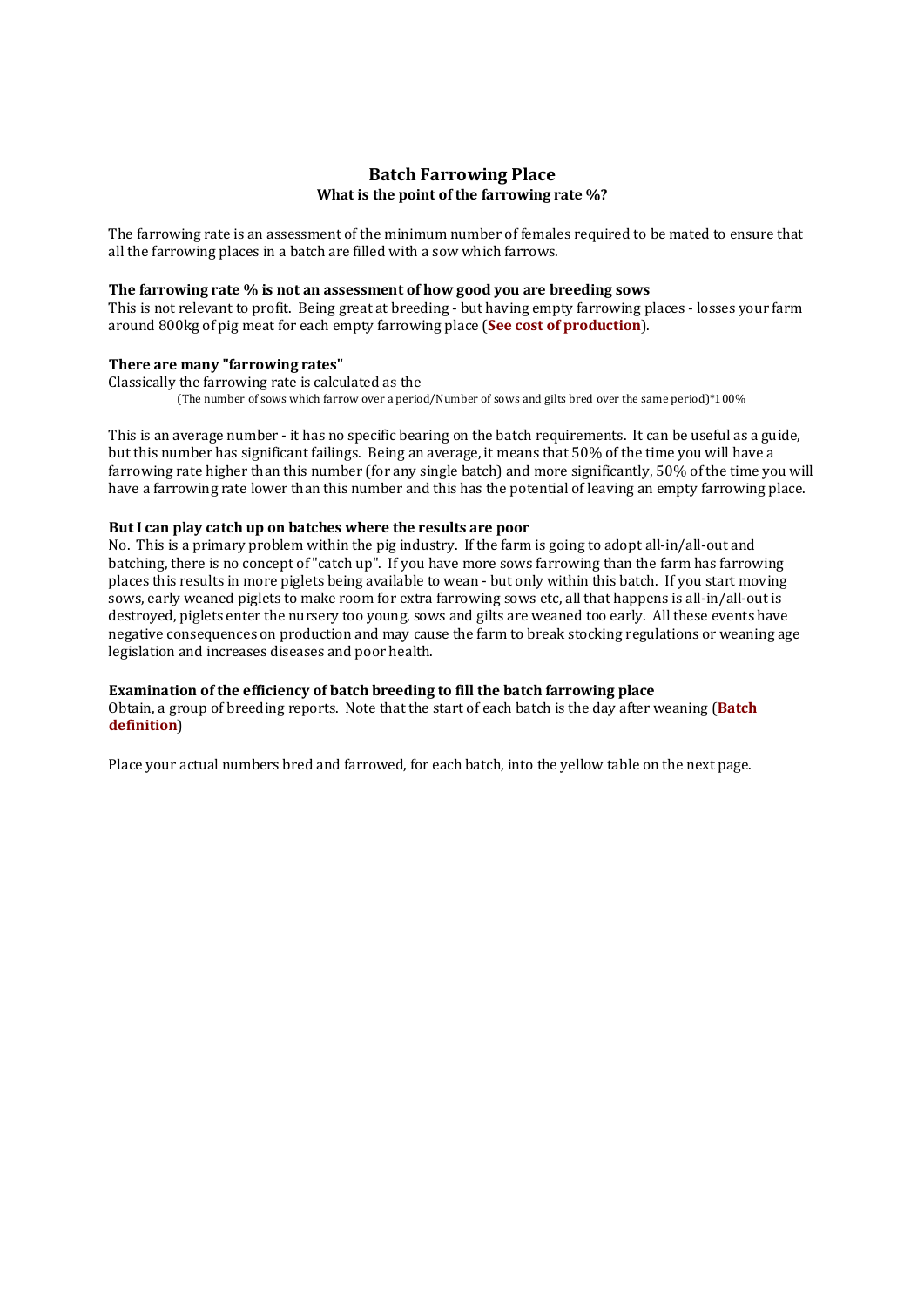# Batch Farrowing Place

**What is the point of the farrowing rate %?**

The farrowing rate is an assessment of the minimum number of females required to be mated to ensure that all the farrowing places in a batch are filled with a sow which farrows.

### The farrowing rate % is not an assessment of how good you are breeding sows

This is not relevant to profit. Being great at breeding - but having empty farrowing places - losses your farm around 800kg of pig meat for each empty farrowing place (**See cost of production**).

### There are many "farrowing rates"

Classically the farrowing rate is calculated as the

(The number of sows which farrow over a period/Number of sows and gilts bred over the same period)*100%

This is an average number - it has no specific bearing on the batch requirements. It can be useful as a guide, but this number has significant failings. Being an average, it means that 50% of the time you will have a farrowing rate higher than this number (for any single batch) and more significantly, 50% of the time you will have a farrowing rate lower than this number and this has the potential of leaving an empty farrowing place.

### But I can play catch up on batches where the results are poor

No. This is a primary problem within the pig industry. If the farm is going to adopt all-in/all-out and batching, there is no concept of "catch up". If you have more sows farrowing than the farm has farrowing places this results in more piglets being available to wean - but only within this batch. If you start moving sows, early weaned piglets to make room for extra farrowing sows etc, all that happens is all-in/all-out is destroyed, piglets enter the nursery too young, sows and gilts are weaned too early. All these events have negative consequences on production and may cause the farm to break stocking regulations or weaning age legislation and increases diseases and poor health.

### Examination of the efficiency of batch breeding to fill the batch farrowing place

Obtain, a group of breeding reports. Note that the start of each batch is the day after weaning (**Batch definition**)

Place your actual numbers bred and farrowed, for each batch, into the yellow table on the next page.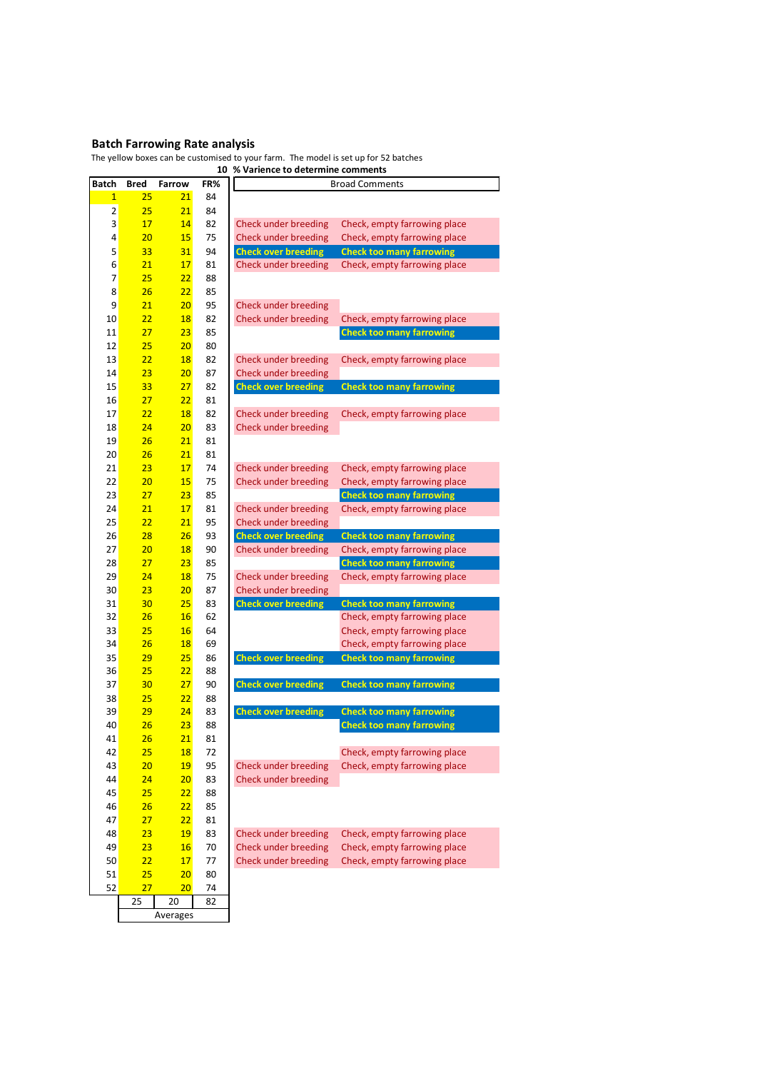## Batch Farrowing Rate analysis

The yellow boxes can be customised to your farm. The model is set up for 52 batches

**10 % Varience to determine comments**

| Batch | Bred | Farrow | FR% | Broad Comments | |
|---|---|---|---|---|---|
| 1 | 25 | 21 | 84 | | |
| 2 | 25 | 21 | 84 | | |
| 3 | 17 | 14 | 82 | Check under breeding | Check, empty farrowing place |
| 4 | 20 | 15 | 75 | Check under breeding | Check, empty farrowing place |
| 5 | 33 | 31 | 94 | Check over breeding | Check too many farrowing |
| 6 | 21 | 17 | 81 | Check under breeding | Check, empty farrowing place |
| 7 | 25 | 22 | 88 | | |
| 8 | 26 | 22 | 85 | | |
| 9 | 21 | 20 | 95 | Check under breeding | |
| 10 | 22 | 18 | 82 | Check under breeding | Check, empty farrowing place |
| 11 | 27 | 23 | 85 | | Check too many farrowing |
| 12 | 25 | 20 | 80 | | |
| 13 | 22 | 18 | 82 | Check under breeding | Check, empty farrowing place |
| 14 | 23 | 20 | 87 | Check under breeding | |
| 15 | 33 | 27 | 82 | Check over breeding | Check too many farrowing |
| 16 | 27 | 22 | 81 | | |
| 17 | 22 | 18 | 82 | Check under breeding | Check, empty farrowing place |
| 18 | 24 | 20 | 83 | Check under breeding | |
| 19 | 26 | 21 | 81 | | |
| 20 | 26 | 21 | 81 | | |
| 21 | 23 | 17 | 74 | Check under breeding | Check, empty farrowing place |
| 22 | 20 | 15 | 75 | Check under breeding | Check, empty farrowing place |
| 23 | 27 | 23 | 85 | | Check too many farrowing |
| 24 | 21 | 17 | 81 | Check under breeding | Check, empty farrowing place |
| 25 | 22 | 21 | 95 | Check under breeding | |
| 26 | 28 | 26 | 93 | Check over breeding | Check too many farrowing |
| 27 | 20 | 18 | 90 | Check under breeding | Check, empty farrowing place |
| 28 | 27 | 23 | 85 | | Check too many farrowing |
| 29 | 24 | 18 | 75 | Check under breeding | Check, empty farrowing place |
| 30 | 23 | 20 | 87 | Check under breeding | |
| 31 | 30 | 25 | 83 | Check over breeding | Check too many farrowing |
| 32 | 26 | 16 | 62 | | Check, empty farrowing place |
| 33 | 25 | 16 | 64 | | Check, empty farrowing place |
| 34 | 26 | 18 | 69 | | Check, empty farrowing place |
| 35 | 29 | 25 | 86 | Check over breeding | Check too many farrowing |
| 36 | 25 | 22 | 88 | | |
| 37 | 30 | 27 | 90 | Check over breeding | Check too many farrowing |
| 38 | 25 | 22 | 88 | | |
| 39 | 29 | 24 | 83 | Check over breeding | Check too many farrowing |
| 40 | 26 | 23 | 88 | | Check too many farrowing |
| 41 | 26 | 21 | 81 | | |
| 42 | 25 | 18 | 72 | | Check, empty farrowing place |
| 43 | 20 | 19 | 95 | Check under breeding | Check, empty farrowing place |
| 44 | 24 | 20 | 83 | Check under breeding | |
| 45 | 25 | 22 | 88 | | |
| 46 | 26 | 22 | 85 | | |
| 47 | 27 | 22 | 81 | | |
| 48 | 23 | 19 | 83 | Check under breeding | Check, empty farrowing place |
| 49 | 23 | 16 | 70 | Check under breeding | Check, empty farrowing place |
| 50 | 22 | 17 | 77 | Check under breeding | Check, empty farrowing place |
| 51 | 25 | 20 | 80 | | |
| 52 | 27 | 20 | 74 | | |
| Averages | 25 | 20 | 82 | | |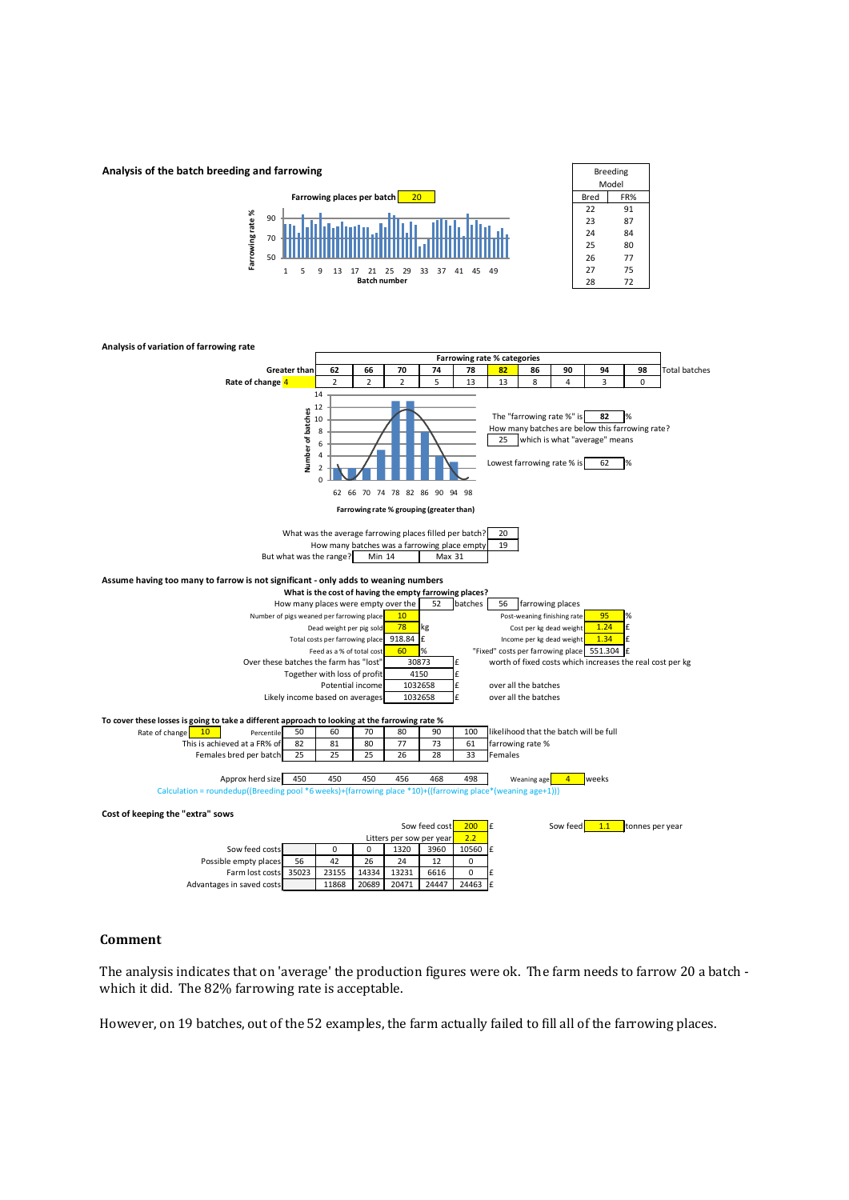**Analysis of the batch breeding and farrowing**

Farrowing places per batch: 20

| Bred | FR% |
|---|---|
| 22 | 91 |
| 23 | 87 |
| 24 | 84 |
| 25 | 80 |
| 26 | 77 |
| 27 | 75 |
| 28 | 72 |

*Breeding Model*

Farrowing rate % / Batch number: 1 5 9 13 17 21 25 29 33 37 41 45 49

**Analysis of variation of farrowing rate**

| | Farrowing rate % categories | | | | | | | | | | |
|---|---|---|---|---|---|---|---|---|---|---|---|
| Greater than | 62 | 66 | 70 | 74 | 78 | 82 | 86 | 90 | 94 | 98 | Total batches |
| Rate of change 4 | 2 | 2 | 2 | 5 | 13 | 13 | 8 | 4 | 3 | 0 | |

Number of batches / Farrowing rate % grouping (greater than): 62 66 70 74 78 82 86 90 94 98

The "farrowing rate %" is 82 %

How many batches are below this farrowing rate? 25 which is what "average" means

Lowest farrowing rate % is 62 %

What was the average farrowing places filled per batch? 20

How many batches was a farrowing place empty 19

But what was the range? Min 14 Max 31

**Assume having too many to farrow is not significant - only adds to weaning numbers**

**What is the cost of having the empty farrowing places?**

How many places were empty over the 52 batches 56 farrowing places

| | | | | | |
|---|---|---|---|---|---|
| Number of pigs weaned per farrowing place | 10 | | Post-weaning finishing rate | 95 | % |
| Dead weight per pig sold | 78 | kg | Cost per kg dead weight | 1.24 | £ |
| Total costs per farrowing place | 918.84 | £ | Income per kg dead weight | 1.34 | £ |
| Feed as a % of total cost | 60 | % | "Fixed" costs per farrowing place | 551.304 | £ |
| Over these batches the farm has "lost" | 30873 | £ | worth of fixed costs which increases the real cost per kg | | |
| Together with loss of profit | 4150 | £ | | | |
| Potential income | 1032658 | £ | over all the batches | | |
| Likely income based on averages | 1032658 | £ | over all the batches | | |

**To cover these losses is going to take a different approach to looking at the farrowing rate %**

| Rate of change 10 | Percentile | 50 | 60 | 70 | 80 | 90 | 100 | likelihood that the batch will be full |
|---|---|---|---|---|---|---|---|---|
| This is achieved at a FR% of | | 82 | 81 | 80 | 77 | 73 | 61 | farrowing rate % |
| Females bred per batch | | 25 | 25 | 25 | 26 | 28 | 33 | Females |
| Approx herd size | | 450 | 450 | 450 | 456 | 468 | 498 | Weaning age 4 weeks |

Calculation = roundedup((Breeding pool *6 weeks)+(farrowing place *10)+((farrowing place*(weaning age+1)))

**Cost of keeping the "extra" sows**

Sow feed cost 200 £ Sow feed 1.1 tonnes per year

Litters per sow per year 2.2

| | | | | | | | |
|---|---|---|---|---|---|---|---|
| Sow feed costs | | 0 | 0 | 1320 | 3960 | 10560 | £ |
| Possible empty places | 56 | 42 | 26 | 24 | 12 | 0 | |
| Farm lost costs | 35023 | 23155 | 14334 | 13231 | 6616 | 0 | £ |
| Advantages in saved costs | | 11868 | 20689 | 20471 | 24447 | 24463 | £ |

## Comment

The analysis indicates that on 'average' the production figures were ok. The farm needs to farrow 20 a batch - which it did. The 82% farrowing rate is acceptable.

However, on 19 batches, out of the 52 examples, the farm actually failed to fill all of the farrowing places.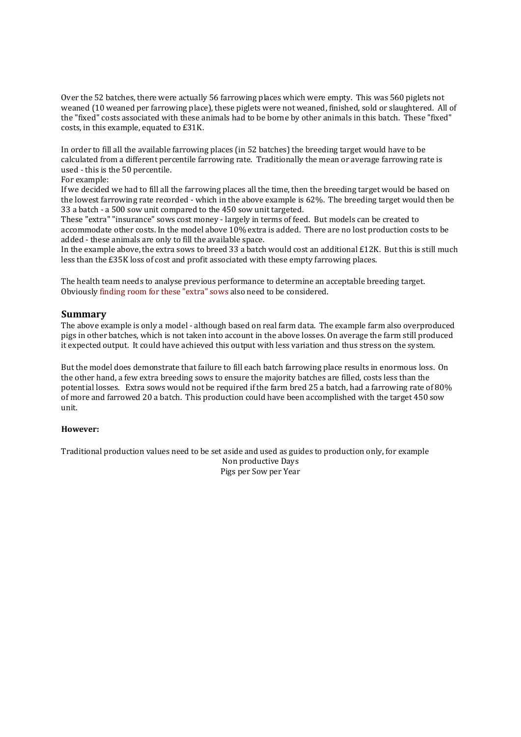Over the 52 batches, there were actually 56 farrowing places which were empty. This was 560 piglets not weaned (10 weaned per farrowing place), these piglets were not weaned, finished, sold or slaughtered. All of the "fixed" costs associated with these animals had to be borne by other animals in this batch. These "fixed" costs, in this example, equated to £31K.

In order to fill all the available farrowing places (in 52 batches) the breeding target would have to be calculated from a different percentile farrowing rate. Traditionally the mean or average farrowing rate is used - this is the 50 percentile.
For example:
If we decided we had to fill all the farrowing places all the time, then the breeding target would be based on the lowest farrowing rate recorded - which in the above example is 62%. The breeding target would then be 33 a batch - a 500 sow unit compared to the 450 sow unit targeted.
These "extra" "insurance" sows cost money - largely in terms of feed. But models can be created to accommodate other costs. In the model above 10% extra is added. There are no lost production costs to be added - these animals are only to fill the available space.
In the example above, the extra sows to breed 33 a batch would cost an additional £12K. But this is still much less than the £35K loss of cost and profit associated with these empty farrowing places.

The health team needs to analyse previous performance to determine an acceptable breeding target. Obviously finding room for these "extra" sows also need to be considered.

## Summary

The above example is only a model - although based on real farm data. The example farm also overproduced pigs in other batches, which is not taken into account in the above losses. On average the farm still produced it expected output. It could have achieved this output with less variation and thus stress on the system.

But the model does demonstrate that failure to fill each batch farrowing place results in enormous loss. On the other hand, a few extra breeding sows to ensure the majority batches are filled, costs less than the potential losses. Extra sows would not be required if the farm bred 25 a batch, had a farrowing rate of 80% of more and farrowed 20 a batch. This production could have been accomplished with the target 450 sow unit.

**However:**

Traditional production values need to be set aside and used as guides to production only, for example

Non productive Days
Pigs per Sow per Year